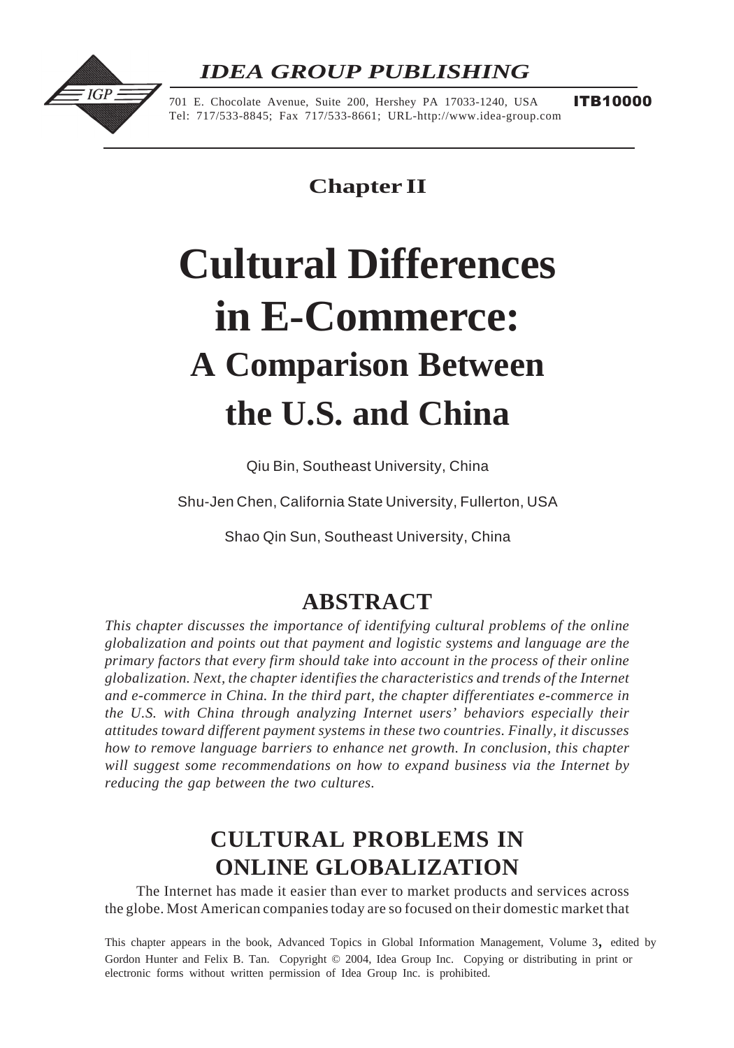# Chapter II

# Cultural Differences in E-Commerce: A Comparison Between the U.S. and China

Qiu Bin, Southeast University, China

Shu-Jen Chen, California State University, Fullerton, USA

Shao Qin Sun, Southeast University, China

## ABSTRACT

*This chapter discusses the importance of identifying cultural problems of the online globalization and points out that payment and logistic systems and language are the primary factors that every firm should take into account in the process of their online globalization. Next, the chapter identifies the characteristics and trends of the Internet and e-commerce in China. In the third part, the chapter differentiates e-commerce in the U.S. with China through analyzing Internet users' behaviors especially their attitudes toward different payment systems in these two countries. Finally, it discusses how to remove language barriers to enhance net growth. In conclusion, this chapter will suggest some recommendations on how to expand business via the Internet by reducing the gap between the two cultures.*

## CULTURAL PROBLEMS IN ONLINE GLOBALIZATION

The Internet has made it easier than ever to market products and services across the globe. Most American companies today are so focused on their domestic market that

This chapter appears in the book, Advanced Topics in Global Information Management, Volume 3, edited by Gordon Hunter and Felix B. Tan. Copyright © 2004, Idea Group Inc. Copying or distributing in print or electronic forms without written permission of Idea Group Inc. is prohibited.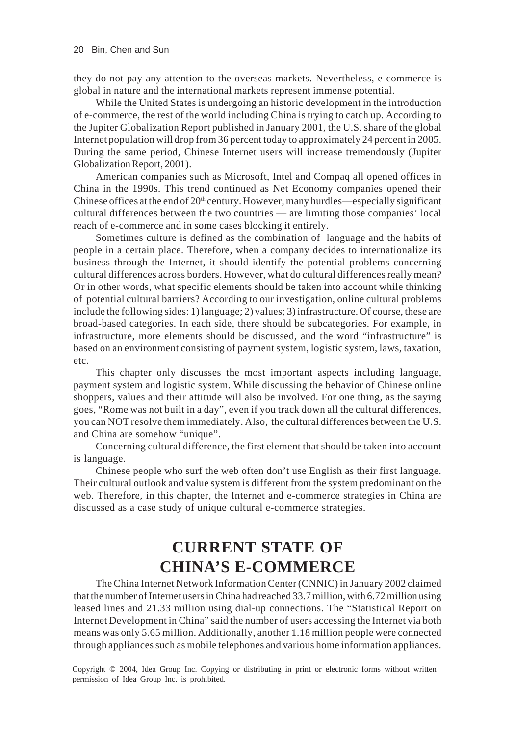they do not pay any attention to the overseas markets. Nevertheless, e-commerce is global in nature and the international markets represent immense potential.

While the United States is undergoing an historic development in the introduction of e-commerce, the rest of the world including China is trying to catch up. According to the Jupiter Globalization Report published in January 2001, the U.S. share of the global Internet population will drop from 36 percent today to approximately 24 percent in 2005. During the same period, Chinese Internet users will increase tremendously (Jupiter Globalization Report, 2001).

American companies such as Microsoft, Intel and Compaq all opened offices in China in the 1990s. This trend continued as Net Economy companies opened their Chinese offices at the end of 20th century. However, many hurdles—especially significant cultural differences between the two countries — are limiting those companies' local reach of e-commerce and in some cases blocking it entirely.

Sometimes culture is defined as the combination of language and the habits of people in a certain place. Therefore, when a company decides to internationalize its business through the Internet, it should identify the potential problems concerning cultural differences across borders. However, what do cultural differences really mean? Or in other words, what specific elements should be taken into account while thinking of potential cultural barriers? According to our investigation, online cultural problems include the following sides: 1) language; 2) values; 3) infrastructure. Of course, these are broad-based categories. In each side, there should be subcategories. For example, in infrastructure, more elements should be discussed, and the word "infrastructure" is based on an environment consisting of payment system, logistic system, laws, taxation, etc.

This chapter only discusses the most important aspects including language, payment system and logistic system. While discussing the behavior of Chinese online shoppers, values and their attitude will also be involved. For one thing, as the saying goes, "Rome was not built in a day", even if you track down all the cultural differences, you can NOT resolve them immediately. Also, the cultural differences between the U.S. and China are somehow "unique".

Concerning cultural difference, the first element that should be taken into account is language.

Chinese people who surf the web often don't use English as their first language. Their cultural outlook and value system is different from the system predominant on the web. Therefore, in this chapter, the Internet and e-commerce strategies in China are discussed as a case study of unique cultural e-commerce strategies.

## CURRENT STATE OF CHINA'S E-COMMERCE

The China Internet Network Information Center (CNNIC) in January 2002 claimed that the number of Internet users in China had reached 33.7 million, with 6.72 million using leased lines and 21.33 million using dial-up connections. The "Statistical Report on Internet Development in China" said the number of users accessing the Internet via both means was only 5.65 million. Additionally, another 1.18 million people were connected through appliances such as mobile telephones and various home information appliances.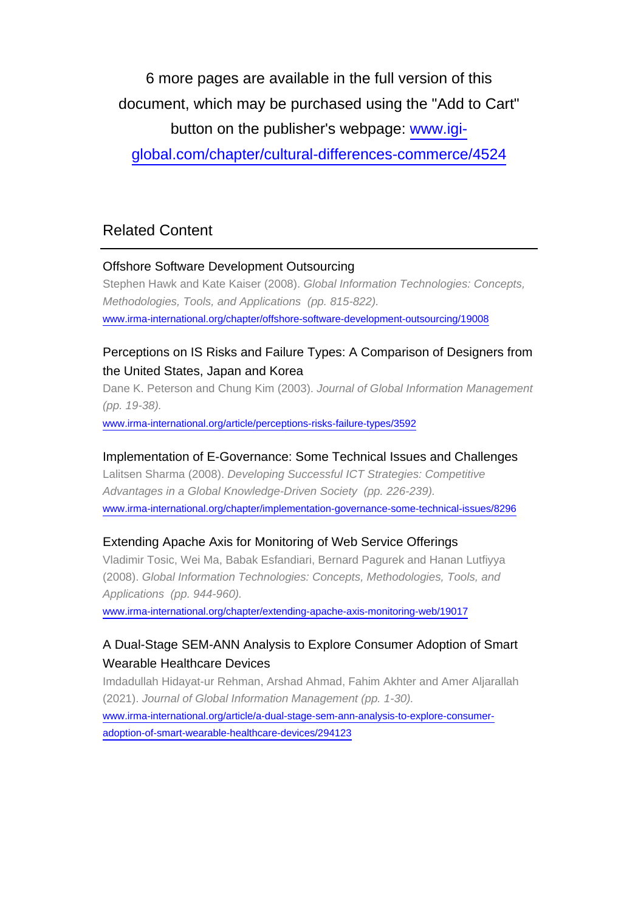6 more pages are available in the full version of this document, which may be purchased using the "Add to Cart" button on the publisher's webpage: www.igi-global.com/chapter/cultural-differences-commerce/4524

## Related Content

### Offshore Software Development Outsourcing

Stephen Hawk and Kate Kaiser (2008). *Global Information Technologies: Concepts, Methodologies, Tools, and Applications (pp. 815-822).*

www.irma-international.org/chapter/offshore-software-development-outsourcing/19008

### Perceptions on IS Risks and Failure Types: A Comparison of Designers from the United States, Japan and Korea

Dane K. Peterson and Chung Kim (2003). *Journal of Global Information Management (pp. 19-38).*

www.irma-international.org/article/perceptions-risks-failure-types/3592

### Implementation of E-Governance: Some Technical Issues and Challenges

Lalitsen Sharma (2008). *Developing Successful ICT Strategies: Competitive Advantages in a Global Knowledge-Driven Society (pp. 226-239).*

www.irma-international.org/chapter/implementation-governance-some-technical-issues/8296

### Extending Apache Axis for Monitoring of Web Service Offerings

Vladimir Tosic, Wei Ma, Babak Esfandiari, Bernard Pagurek and Hanan Lutfiyya (2008). *Global Information Technologies: Concepts, Methodologies, Tools, and Applications (pp. 944-960).*

www.irma-international.org/chapter/extending-apache-axis-monitoring-web/19017

### A Dual-Stage SEM-ANN Analysis to Explore Consumer Adoption of Smart Wearable Healthcare Devices

Imdadullah Hidayat-ur Rehman, Arshad Ahmad, Fahim Akhter and Amer Aljarallah (2021). *Journal of Global Information Management (pp. 1-30).*

www.irma-international.org/article/a-dual-stage-sem-ann-analysis-to-explore-consumer-adoption-of-smart-wearable-healthcare-devices/294123